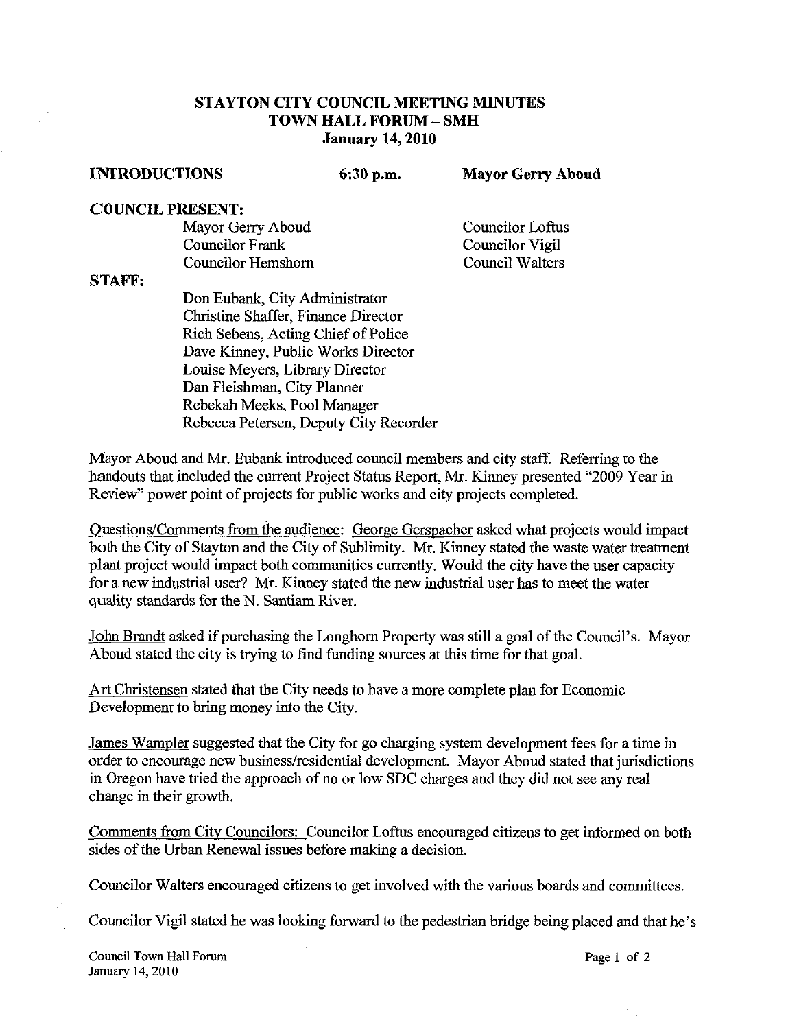# STAYTON CITY COUNCIL MEETING MINUTES
## TOWN HALL FORUM – SMH
### January 14, 2010

**INTRODUCTIONS** **6:30 p.m.** **Mayor Gerry Aboud**

**COUNCIL PRESENT:**

| | |
|---|---|
| Mayor Gerry Aboud | Councilor Loftus |
| Councilor Frank | Councilor Vigil |
| Councilor Hemshorn | Council Walters |

**STAFF:**

Don Eubank, City Administrator
Christine Shaffer, Finance Director
Rich Sebens, Acting Chief of Police
Dave Kinney, Public Works Director
Louise Meyers, Library Director
Dan Fleishman, City Planner
Rebekah Meeks, Pool Manager
Rebecca Petersen, Deputy City Recorder

Mayor Aboud and Mr. Eubank introduced council members and city staff. Referring to the handouts that included the current Project Status Report, Mr. Kinney presented "2009 Year in Review" power point of projects for public works and city projects completed.

Questions/Comments from the audience: George Gerspacher asked what projects would impact both the City of Stayton and the City of Sublimity. Mr. Kinney stated the waste water treatment plant project would impact both communities currently. Would the city have the user capacity for a new industrial user? Mr. Kinney stated the new industrial user has to meet the water quality standards for the N. Santiam River.

John Brandt asked if purchasing the Longhorn Property was still a goal of the Council's. Mayor Aboud stated the city is trying to find funding sources at this time for that goal.

Art Christensen stated that the City needs to have a more complete plan for Economic Development to bring money into the City.

James Wampler suggested that the City for go charging system development fees for a time in order to encourage new business/residential development. Mayor Aboud stated that jurisdictions in Oregon have tried the approach of no or low SDC charges and they did not see any real change in their growth.

Comments from City Councilors: Councilor Loftus encouraged citizens to get informed on both sides of the Urban Renewal issues before making a decision.

Councilor Walters encouraged citizens to get involved with the various boards and committees.

Councilor Vigil stated he was looking forward to the pedestrian bridge being placed and that he's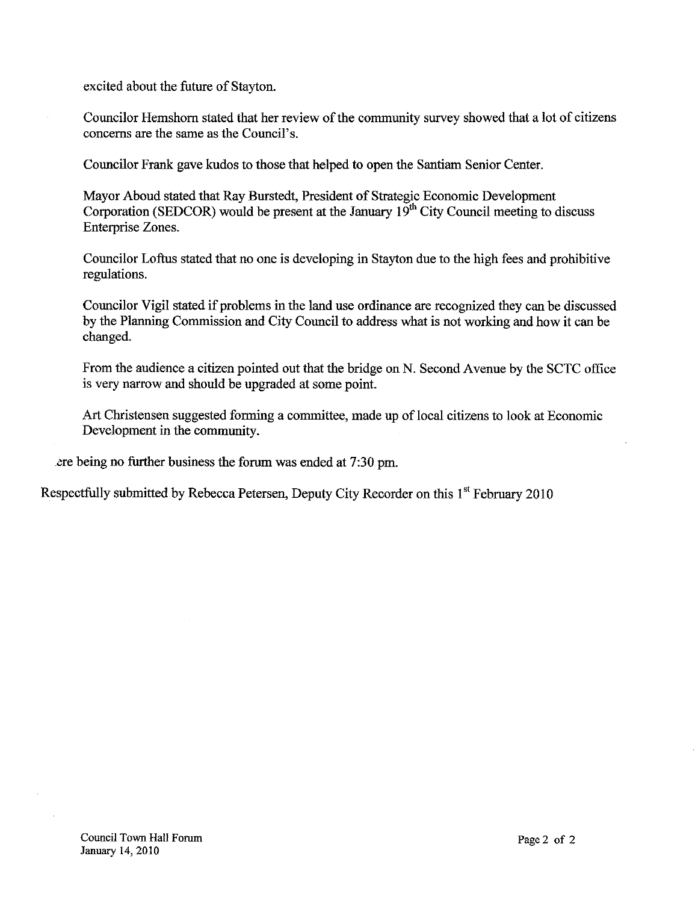excited about the future of Stayton.

Councilor Hemshorn stated that her review of the community survey showed that a lot of citizens concerns are the same as the Council's.

Councilor Frank gave kudos to those that helped to open the Santiam Senior Center.

Mayor Aboud stated that Ray Burstedt, President of Strategic Economic Development Corporation (SEDCOR) would be present at the January 19th City Council meeting to discuss Enterprise Zones.

Councilor Loftus stated that no one is developing in Stayton due to the high fees and prohibitive regulations.

Councilor Vigil stated if problems in the land use ordinance are recognized they can be discussed by the Planning Commission and City Council to address what is not working and how it can be changed.

From the audience a citizen pointed out that the bridge on N. Second Avenue by the SCTC office is very narrow and should be upgraded at some point.

Art Christensen suggested forming a committee, made up of local citizens to look at Economic Development in the community.

.ere being no further business the forum was ended at 7:30 pm.

Respectfully submitted by Rebecca Petersen, Deputy City Recorder on this 1st February 2010